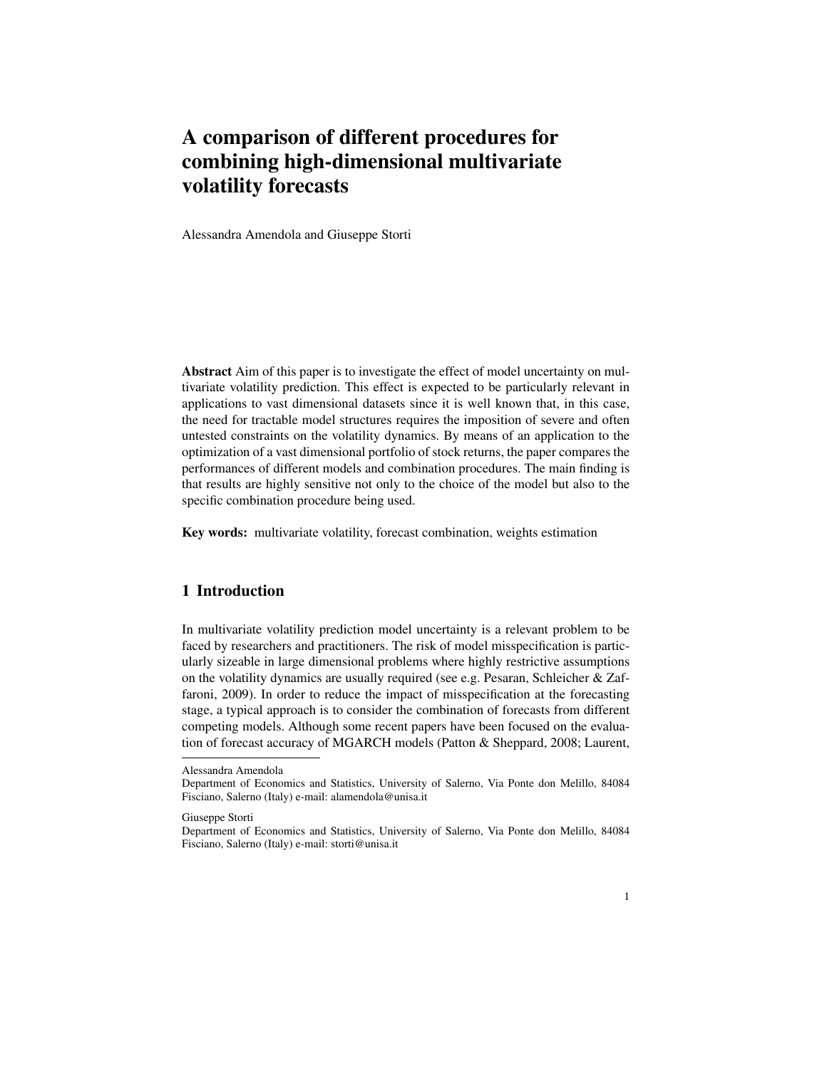# A comparison of different procedures for combining high-dimensional multivariate volatility forecasts

Alessandra Amendola and Giuseppe Storti

**Abstract** Aim of this paper is to investigate the effect of model uncertainty on multivariate volatility prediction. This effect is expected to be particularly relevant in applications to vast dimensional datasets since it is well known that, in this case, the need for tractable model structures requires the imposition of severe and often untested constraints on the volatility dynamics. By means of an application to the optimization of a vast dimensional portfolio of stock returns, the paper compares the performances of different models and combination procedures. The main finding is that results are highly sensitive not only to the choice of the model but also to the specific combination procedure being used.

**Key words:** multivariate volatility, forecast combination, weights estimation

## 1 Introduction

In multivariate volatility prediction model uncertainty is a relevant problem to be faced by researchers and practitioners. The risk of model misspecification is particularly sizeable in large dimensional problems where highly restrictive assumptions on the volatility dynamics are usually required (see e.g. Pesaran, Schleicher & Zaffaroni, 2009). In order to reduce the impact of misspecification at the forecasting stage, a typical approach is to consider the combination of forecasts from different competing models. Although some recent papers have been focused on the evaluation of forecast accuracy of MGARCH models (Patton & Sheppard, 2008; Laurent,

---

Alessandra Amendola
Department of Economics and Statistics, University of Salerno, Via Ponte don Melillo, 84084 Fisciano, Salerno (Italy) e-mail: alamendola@unisa.it

Giuseppe Storti
Department of Economics and Statistics, University of Salerno, Via Ponte don Melillo, 84084 Fisciano, Salerno (Italy) e-mail: storti@unisa.it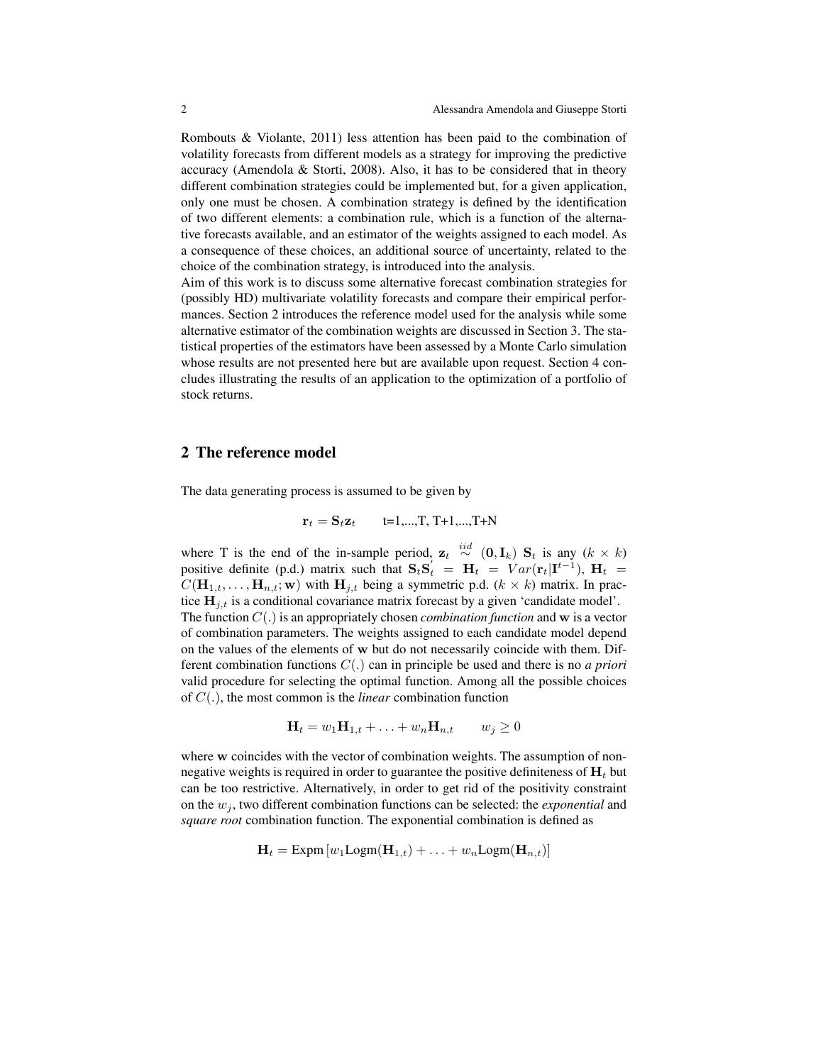Rombouts & Violante, 2011) less attention has been paid to the combination of volatility forecasts from different models as a strategy for improving the predictive accuracy (Amendola & Storti, 2008). Also, it has to be considered that in theory different combination strategies could be implemented but, for a given application, only one must be chosen. A combination strategy is defined by the identification of two different elements: a combination rule, which is a function of the alternative forecasts available, and an estimator of the weights assigned to each model. As a consequence of these choices, an additional source of uncertainty, related to the choice of the combination strategy, is introduced into the analysis.

Aim of this work is to discuss some alternative forecast combination strategies for (possibly HD) multivariate volatility forecasts and compare their empirical performances. Section 2 introduces the reference model used for the analysis while some alternative estimator of the combination weights are discussed in Section 3. The statistical properties of the estimators have been assessed by a Monte Carlo simulation whose results are not presented here but are available upon request. Section 4 concludes illustrating the results of an application to the optimization of a portfolio of stock returns.

## 2 The reference model

The data generating process is assumed to be given by

$$\mathbf{r}_t = \mathbf{S}_t \mathbf{z}_t \qquad \text{t=1,...,T, T+1,...,T+N}$$

where T is the end of the in-sample period, $\mathbf{z}_t \overset{iid}{\sim} (\mathbf{0}, \mathbf{I}_k)$ $\mathbf{S}_t$ is any $(k \times k)$ positive definite (p.d.) matrix such that $\mathbf{S}_t \mathbf{S}_t^{'} = \mathbf{H}_t = Var(\mathbf{r}_t|\mathbf{I}^{t-1})$, $\mathbf{H}_t = C(\mathbf{H}_{1,t}, \ldots, \mathbf{H}_{n,t}; \mathbf{w})$ with $\mathbf{H}_{j,t}$ being a symmetric p.d. $(k \times k)$ matrix. In practice $\mathbf{H}_{j,t}$ is a conditional covariance matrix forecast by a given 'candidate model'. The function $C(.)$ is an appropriately chosen *combination function* and $\mathbf{w}$ is a vector of combination parameters. The weights assigned to each candidate model depend on the values of the elements of $\mathbf{w}$ but do not necessarily coincide with them. Different combination functions $C(.)$ can in principle be used and there is no *a priori* valid procedure for selecting the optimal function. Among all the possible choices of $C(.)$, the most common is the *linear* combination function

$$\mathbf{H}_t = w_1 \mathbf{H}_{1,t} + \ldots + w_n \mathbf{H}_{n,t} \qquad w_j \geq 0$$

where $\mathbf{w}$ coincides with the vector of combination weights. The assumption of non-negative weights is required in order to guarantee the positive definiteness of $\mathbf{H}_t$ but can be too restrictive. Alternatively, in order to get rid of the positivity constraint on the $w_j$, two different combination functions can be selected: the *exponential* and *square root* combination function. The exponential combination is defined as

$$\mathbf{H}_t = \text{Expm}\left[w_1 \text{Logm}(\mathbf{H}_{1,t}) + \ldots + w_n \text{Logm}(\mathbf{H}_{n,t})\right]$$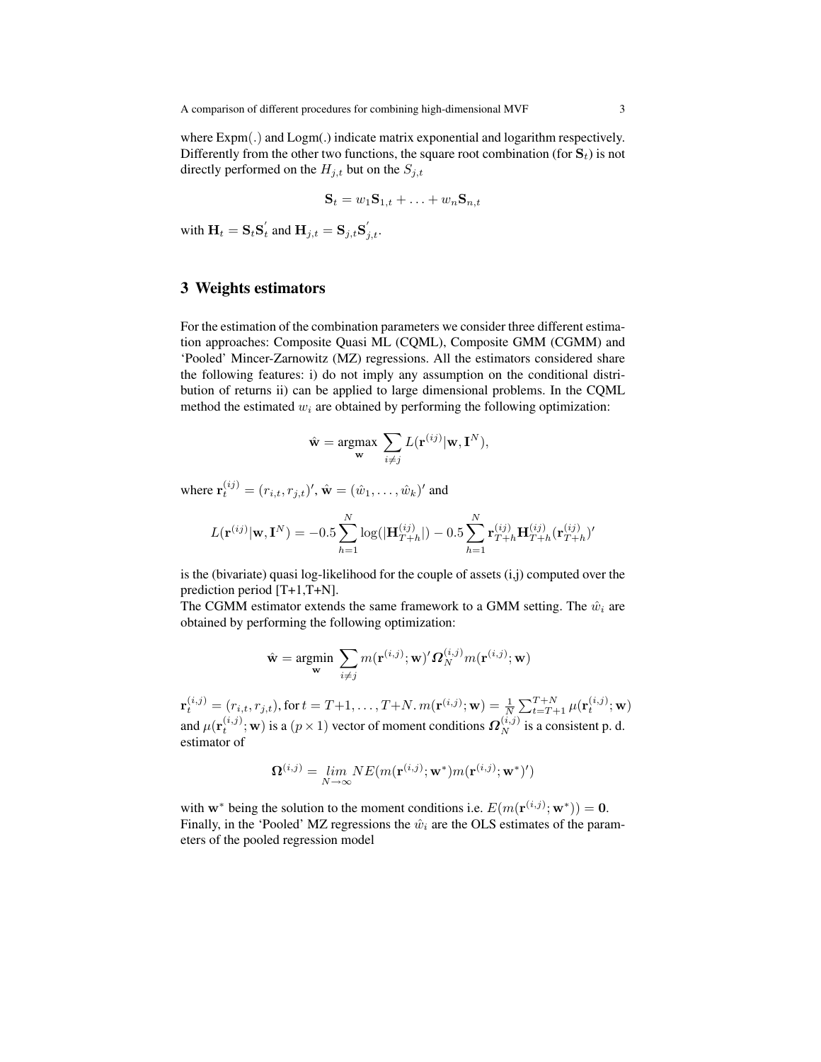where Expm(.) and Logm(.) indicate matrix exponential and logarithm respectively. Differently from the other two functions, the square root combination (for $\mathbf{S}_t$) is not directly performed on the $H_{j,t}$ but on the $S_{j,t}$

$$\mathbf{S}_t = w_1\mathbf{S}_{1,t} + \ldots + w_n\mathbf{S}_{n,t}$$

with $\mathbf{H}_t = \mathbf{S}_t\mathbf{S}_t^{'}$ and $\mathbf{H}_{j,t} = \mathbf{S}_{j,t}\mathbf{S}_{j,t}^{'}$.

## 3 Weights estimators

For the estimation of the combination parameters we consider three different estimation approaches: Composite Quasi ML (CQML), Composite GMM (CGMM) and 'Pooled' Mincer-Zarnowitz (MZ) regressions. All the estimators considered share the following features: i) do not imply any assumption on the conditional distribution of returns ii) can be applied to large dimensional problems. In the CQML method the estimated $w_i$ are obtained by performing the following optimization:

$$\hat{\mathbf{w}} = \underset{\mathbf{w}}{\operatorname{argmax}} \sum_{i \neq j} L(\mathbf{r}^{(ij)}|\mathbf{w}, \mathbf{I}^N),$$

where $\mathbf{r}_t^{(ij)} = (r_{i,t}, r_{j,t})'$, $\hat{\mathbf{w}} = (\hat{w}_1, \ldots, \hat{w}_k)'$ and

$$L(\mathbf{r}^{(ij)}|\mathbf{w}, \mathbf{I}^N) = -0.5\sum_{h=1}^{N} \log(|\mathbf{H}_{T+h}^{(ij)}|) - 0.5\sum_{h=1}^{N} \mathbf{r}_{T+h}^{(ij)}\mathbf{H}_{T+h}^{(ij)}(\mathbf{r}_{T+h}^{(ij)})'$$

is the (bivariate) quasi log-likelihood for the couple of assets (i,j) computed over the prediction period [T+1,T+N].
The CGMM estimator extends the same framework to a GMM setting. The $\hat{w}_i$ are obtained by performing the following optimization:

$$\hat{\mathbf{w}} = \underset{\mathbf{w}}{\operatorname{argmin}} \sum_{i \neq j} m(\mathbf{r}^{(i,j)}; \mathbf{w})' \boldsymbol{\Omega}_N^{(i,j)} m(\mathbf{r}^{(i,j)}; \mathbf{w})$$

$\mathbf{r}_t^{(i,j)} = (r_{i,t}, r_{j,t})$, for $t = T+1, \ldots, T+N$. $m(\mathbf{r}^{(i,j)}; \mathbf{w}) = \frac{1}{N}\sum_{t=T+1}^{T+N} \mu(\mathbf{r}_t^{(i,j)}; \mathbf{w})$ and $\mu(\mathbf{r}_t^{(i,j)}; \mathbf{w})$ is a $(p \times 1)$ vector of moment conditions $\boldsymbol{\Omega}_N^{(i,j)}$ is a consistent p. d. estimator of

$$\boldsymbol{\Omega}^{(i,j)} = \lim_{N \to \infty} NE(m(\mathbf{r}^{(i,j)}; \mathbf{w}^*)m(\mathbf{r}^{(i,j)}; \mathbf{w}^*)')$$

with $\mathbf{w}^*$ being the solution to the moment conditions i.e. $E(m(\mathbf{r}^{(i,j)}; \mathbf{w}^*)) = \mathbf{0}$.
Finally, in the 'Pooled' MZ regressions the $\hat{w}_i$ are the OLS estimates of the parameters of the pooled regression model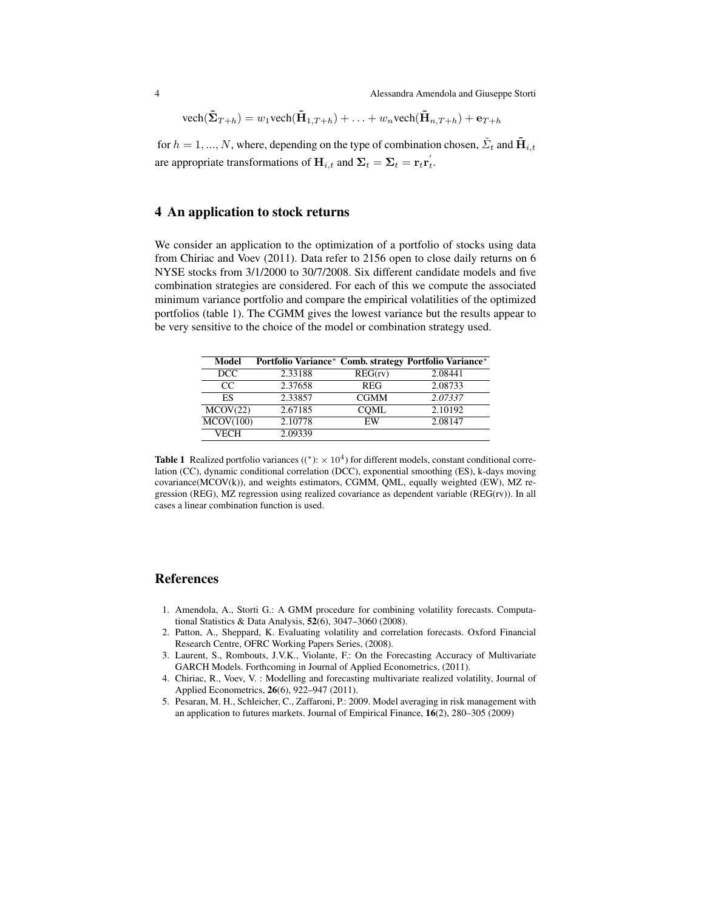$$\text{vech}(\tilde{\boldsymbol{\Sigma}}_{T+h}) = w_1 \text{vech}(\tilde{\mathbf{H}}_{1,T+h}) + \ldots + w_n \text{vech}(\tilde{\mathbf{H}}_{n,T+h}) + \mathbf{e}_{T+h}$$

for $h = 1, ..., N$, where, depending on the type of combination chosen, $\tilde{\Sigma}_t$ and $\tilde{\mathbf{H}}_{i,t}$ are appropriate transformations of $\mathbf{H}_{i,t}$ and $\boldsymbol{\Sigma}_t = \boldsymbol{\Sigma}_t = \mathbf{r}_t \mathbf{r}_t^{'}$.

## 4 An application to stock returns

We consider an application to the optimization of a portfolio of stocks using data from Chiriac and Voev (2011). Data refer to 2156 open to close daily returns on 6 NYSE stocks from 3/1/2000 to 30/7/2008. Six different candidate models and five combination strategies are considered. For each of this we compute the associated minimum variance portfolio and compare the empirical volatilities of the optimized portfolios (table 1). The CGMM gives the lowest variance but the results appear to be very sensitive to the choice of the model or combination strategy used.

| Model | Portfolio Variance* | Comb. strategy | Portfolio Variance* |
|---|---|---|---|
| DCC | 2.33188 | REG(rv) | 2.08441 |
| CC | 2.37658 | REG | 2.08733 |
| ES | 2.33857 | CGMM | *2.07337* |
| MCOV(22) | 2.67185 | CQML | 2.10192 |
| MCOV(100) | 2.10778 | EW | 2.08147 |
| VECH | 2.09339 | | |

**Table 1** Realized portfolio variances ((*): $\times 10^4$) for different models, constant conditional correlation (CC), dynamic conditional correlation (DCC), exponential smoothing (ES), k-days moving covariance(MCOV(k)), and weights estimators, CGMM, QML, equally weighted (EW), MZ regression (REG), MZ regression using realized covariance as dependent variable (REG(rv)). In all cases a linear combination function is used.

## References

1. Amendola, A., Storti G.: A GMM procedure for combining volatility forecasts. Computational Statistics & Data Analysis, **52**(6), 3047–3060 (2008).
2. Patton, A., Sheppard, K. Evaluating volatility and correlation forecasts. Oxford Financial Research Centre, OFRC Working Papers Series, (2008).
3. Laurent, S., Rombouts, J.V.K., Violante, F.: On the Forecasting Accuracy of Multivariate GARCH Models. Forthcoming in Journal of Applied Econometrics, (2011).
4. Chiriac, R., Voev, V. : Modelling and forecasting multivariate realized volatility, Journal of Applied Econometrics, **26**(6), 922–947 (2011).
5. Pesaran, M. H., Schleicher, C., Zaffaroni, P.: 2009. Model averaging in risk management with an application to futures markets. Journal of Empirical Finance, **16**(2), 280–305 (2009)